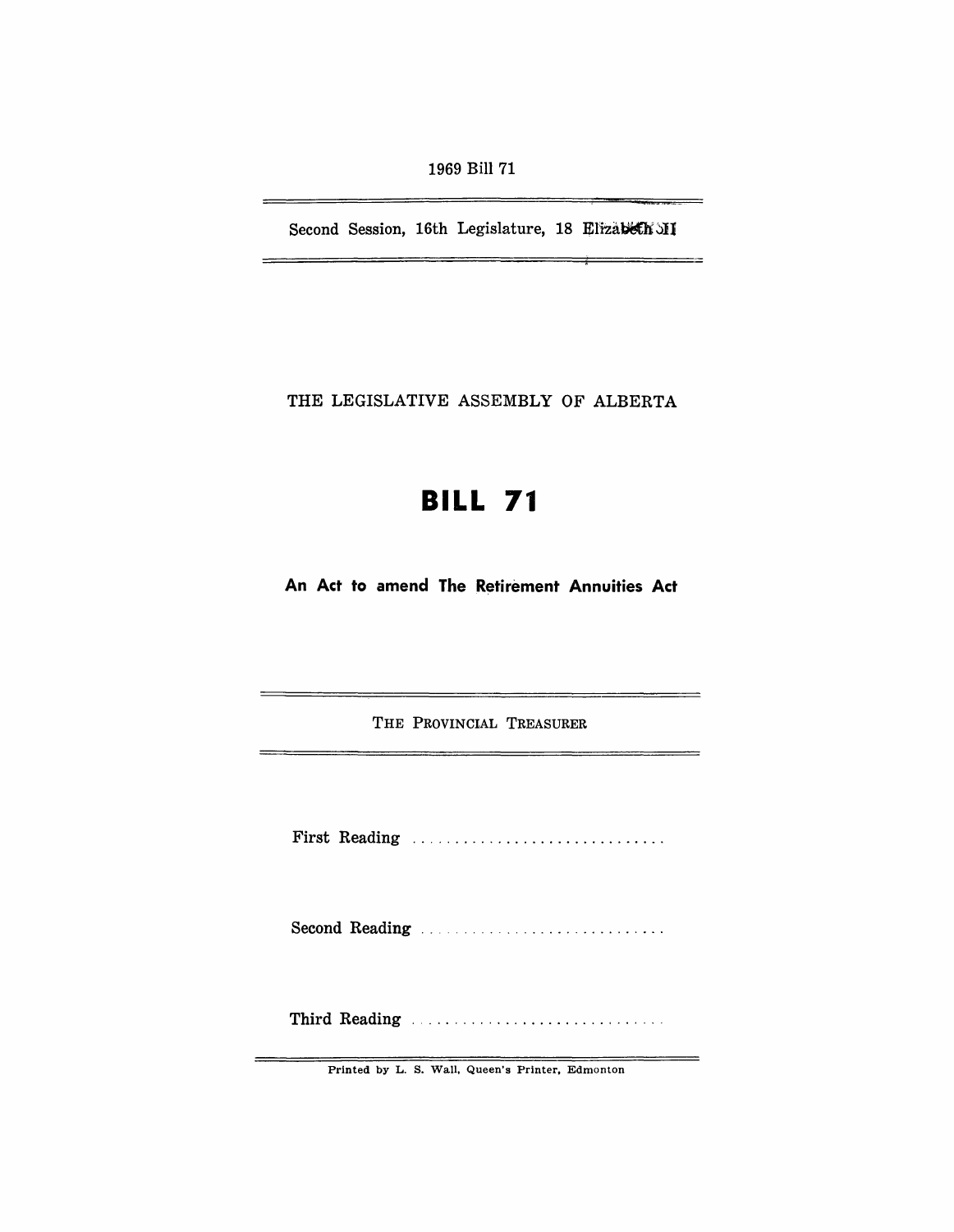1969 Bill 71

Second Session, 16th Legislature, 18 Elizabeth II

THE LEGISLATIVE ASSEMBLY OF ALBERTA

# BILL 71

## An Act to amend The Retirement Annuities Act

THE PROVINCIAL TREASURER

First Reading ..............................

Second Reading ..............................

Third Reading ..............................

Printed by L. S. Wall, Queen's Printer, Edmonton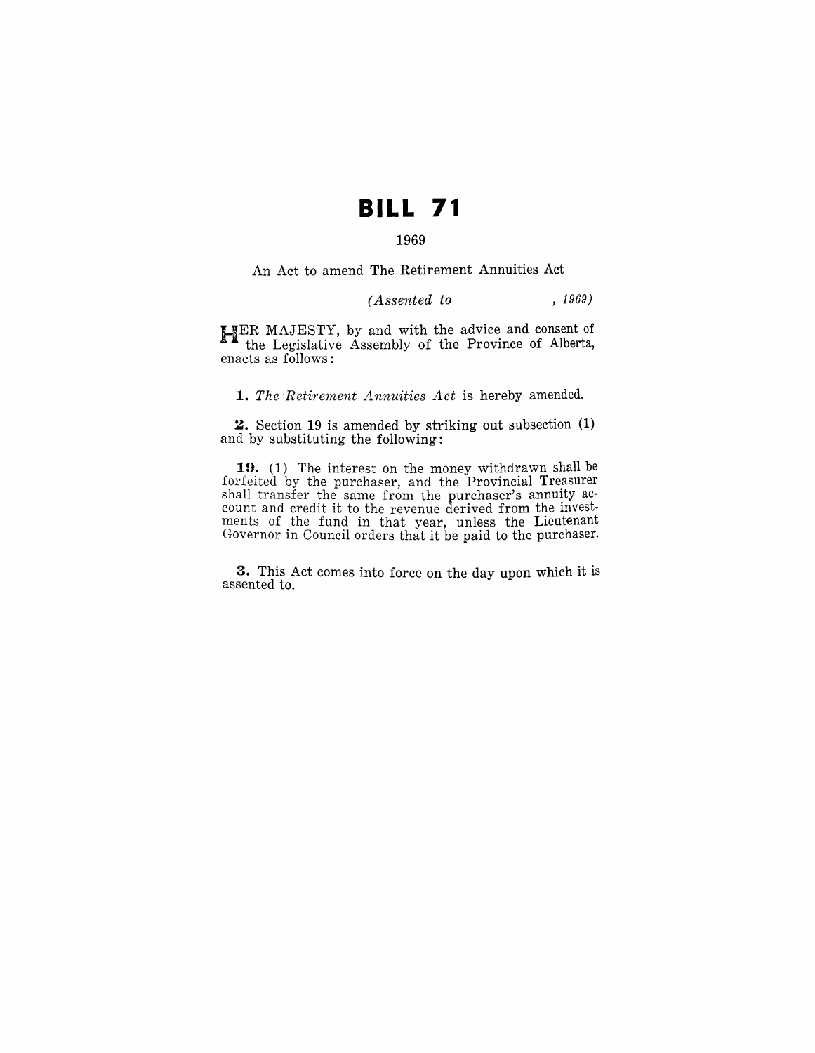# BILL 71

1969

An Act to amend The Retirement Annuities Act

*(Assented to , 1969)*

HER MAJESTY, by and with the advice and consent of the Legislative Assembly of the Province of Alberta, enacts as follows:

**1.** *The Retirement Annuities Act* is hereby amended.

**2.** Section 19 is amended by striking out subsection (1) and by substituting the following:

**19.** (1) The interest on the money withdrawn shall be forfeited by the purchaser, and the Provincial Treasurer shall transfer the same from the purchaser's annuity account and credit it to the revenue derived from the investments of the fund in that year, unless the Lieutenant Governor in Council orders that it be paid to the purchaser.

**3.** This Act comes into force on the day upon which it is assented to.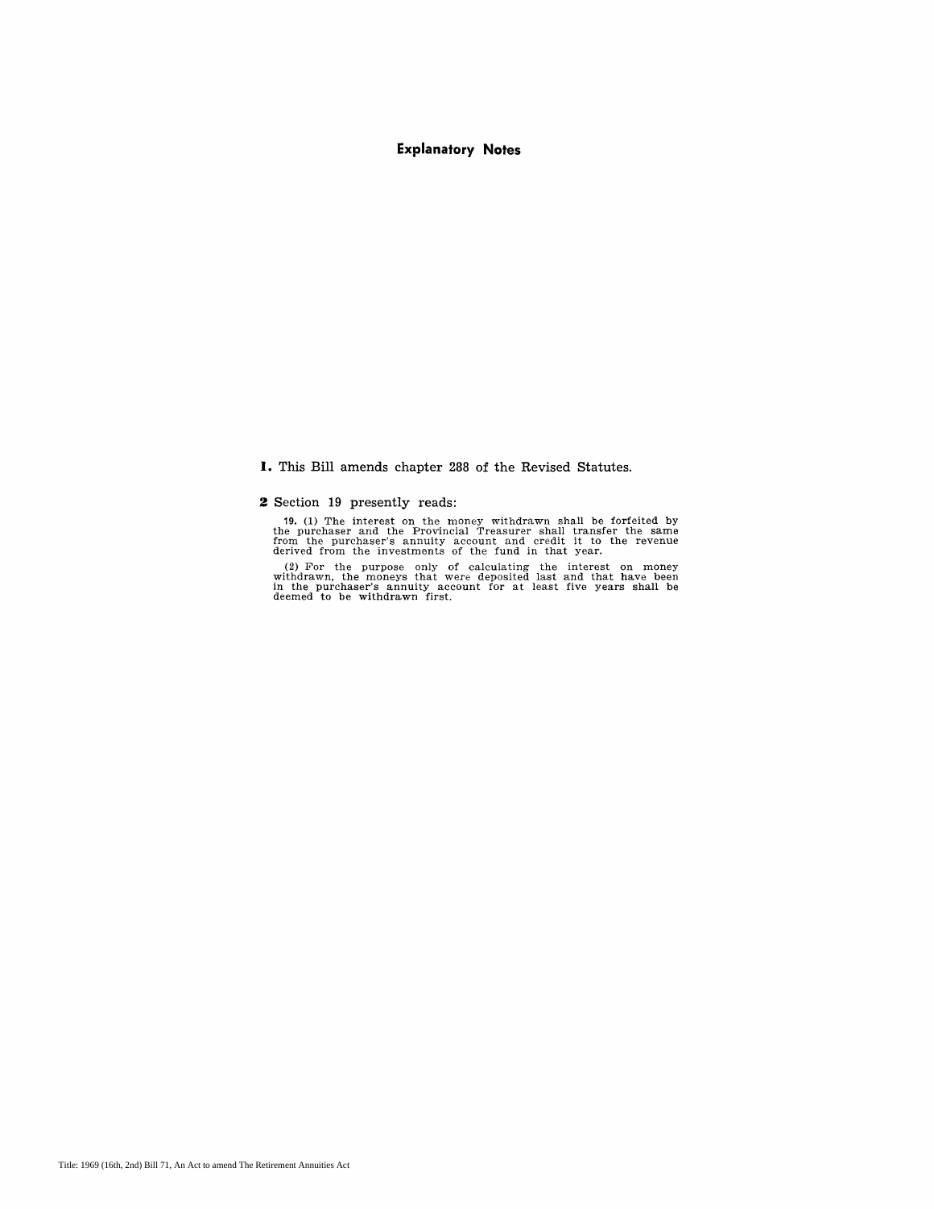## Explanatory Notes

**1.** This Bill amends chapter 288 of the Revised Statutes.

**2** Section 19 presently reads:

> **19.** (1) The interest on the money withdrawn shall be forfeited by the purchaser and the Provincial Treasurer shall transfer the same from the purchaser's annuity account and credit it to the revenue derived from the investments of the fund in that year.
>
> (2) For the purpose only of calculating the interest on money withdrawn, the moneys that were deposited last and that have been in the purchaser's annuity account for at least five years shall be deemed to be withdrawn first.